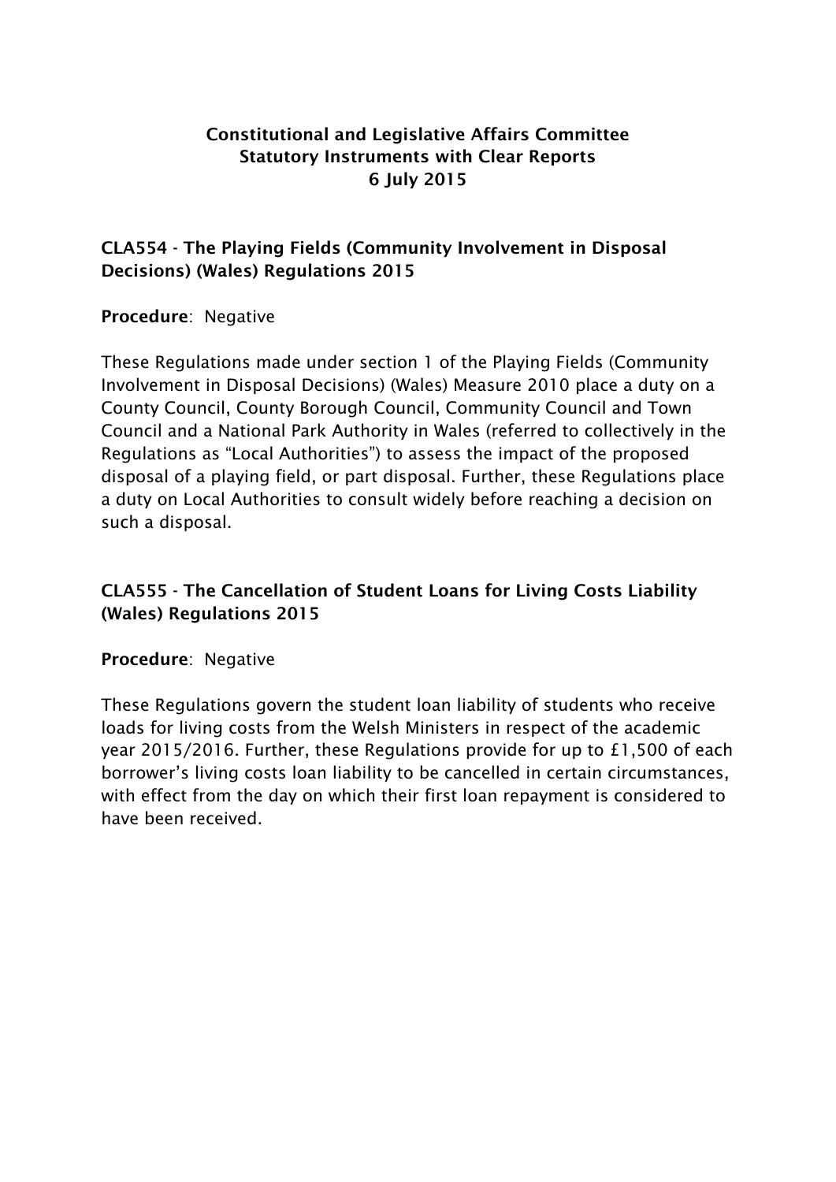# Constitutional and Legislative Affairs Committee
# Statutory Instruments with Clear Reports
# 6 July 2015

## CLA554 - The Playing Fields (Community Involvement in Disposal Decisions) (Wales) Regulations 2015

**Procedure**: Negative

These Regulations made under section 1 of the Playing Fields (Community Involvement in Disposal Decisions) (Wales) Measure 2010 place a duty on a County Council, County Borough Council, Community Council and Town Council and a National Park Authority in Wales (referred to collectively in the Regulations as "Local Authorities") to assess the impact of the proposed disposal of a playing field, or part disposal. Further, these Regulations place a duty on Local Authorities to consult widely before reaching a decision on such a disposal.

## CLA555 - The Cancellation of Student Loans for Living Costs Liability (Wales) Regulations 2015

**Procedure**: Negative

These Regulations govern the student loan liability of students who receive loads for living costs from the Welsh Ministers in respect of the academic year 2015/2016. Further, these Regulations provide for up to £1,500 of each borrower's living costs loan liability to be cancelled in certain circumstances, with effect from the day on which their first loan repayment is considered to have been received.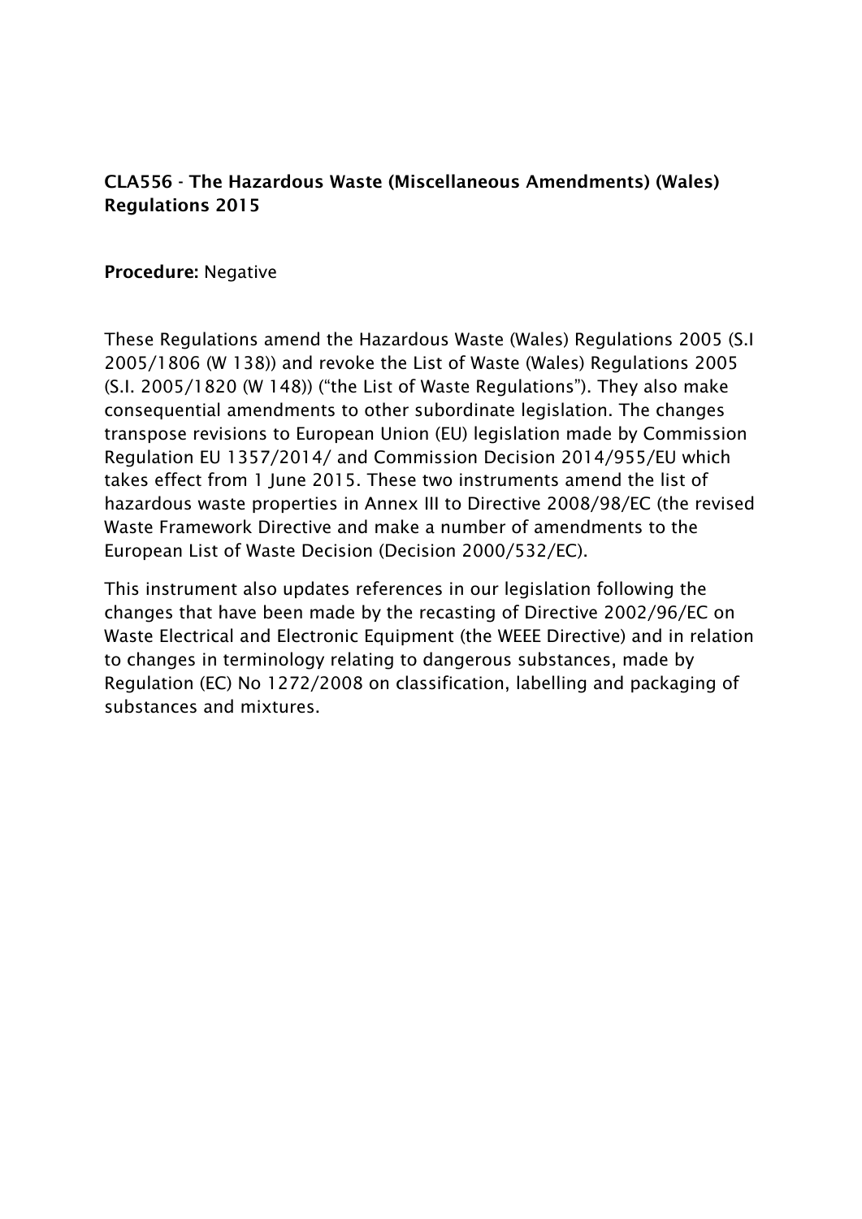**CLA556 - The Hazardous Waste (Miscellaneous Amendments) (Wales) Regulations 2015**

**Procedure:** Negative

These Regulations amend the Hazardous Waste (Wales) Regulations 2005 (S.I 2005/1806 (W 138)) and revoke the List of Waste (Wales) Regulations 2005 (S.I. 2005/1820 (W 148)) ("the List of Waste Regulations"). They also make consequential amendments to other subordinate legislation. The changes transpose revisions to European Union (EU) legislation made by Commission Regulation EU 1357/2014/ and Commission Decision 2014/955/EU which takes effect from 1 June 2015. These two instruments amend the list of hazardous waste properties in Annex III to Directive 2008/98/EC (the revised Waste Framework Directive and make a number of amendments to the European List of Waste Decision (Decision 2000/532/EC).

This instrument also updates references in our legislation following the changes that have been made by the recasting of Directive 2002/96/EC on Waste Electrical and Electronic Equipment (the WEEE Directive) and in relation to changes in terminology relating to dangerous substances, made by Regulation (EC) No 1272/2008 on classification, labelling and packaging of substances and mixtures.